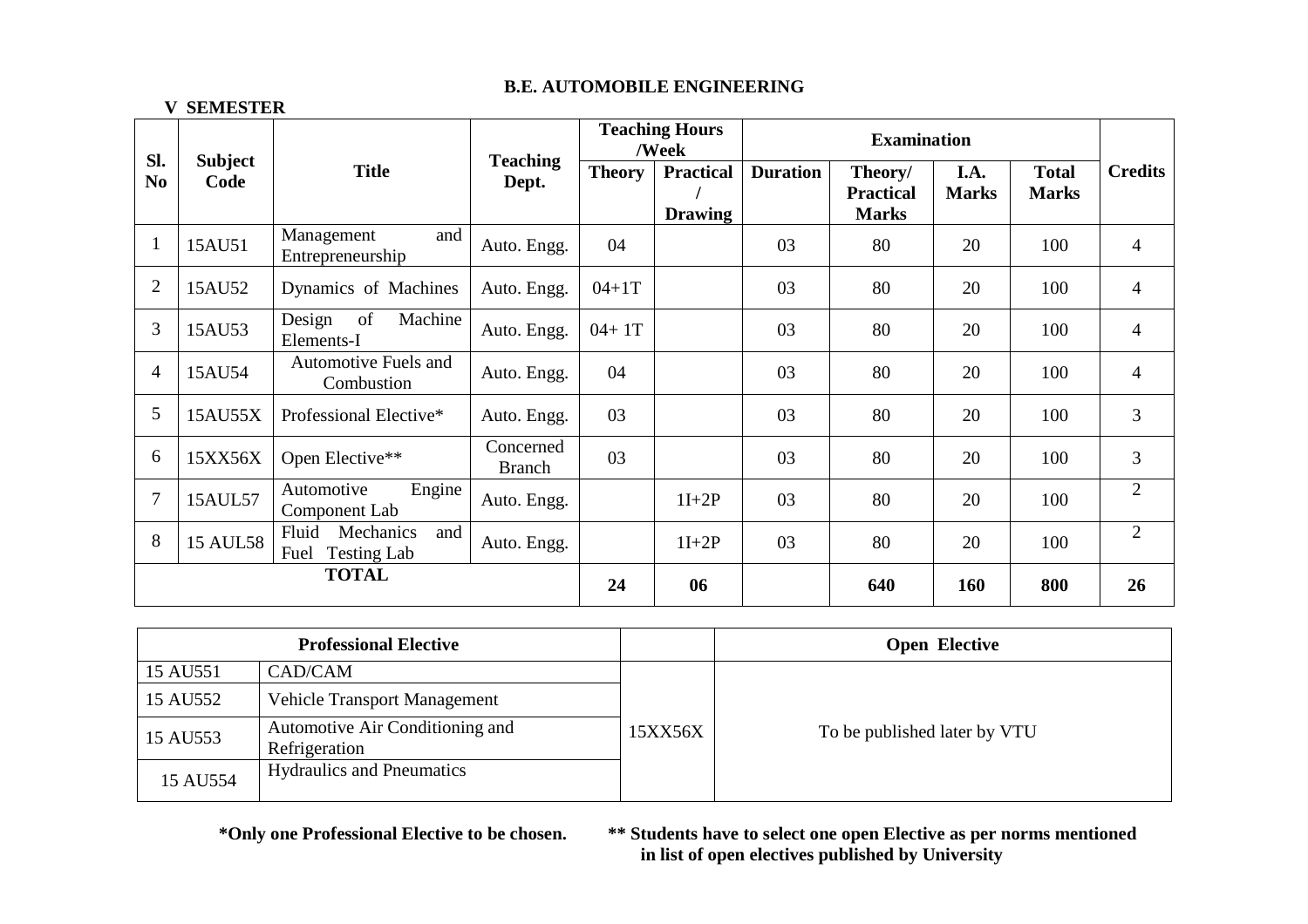## B.E. AUTOMOBILE ENGINEERING

**V SEMESTER**

| Sl. No | Subject Code | Title | Teaching Dept. | Teaching Hours /Week | | Examination | | | | Credits |
|---|---|---|---|---|---|---|---|---|---|---|
| | | | | Theory | Practical / Drawing | Duration | Theory/ Practical Marks | I.A. Marks | Total Marks | |
| 1 | 15AU51 | Management and Entrepreneurship | Auto. Engg. | 04 | | 03 | 80 | 20 | 100 | 4 |
| 2 | 15AU52 | Dynamics of Machines | Auto. Engg. | 04+1T | | 03 | 80 | 20 | 100 | 4 |
| 3 | 15AU53 | Design of Machine Elements-I | Auto. Engg. | 04+ 1T | | 03 | 80 | 20 | 100 | 4 |
| 4 | 15AU54 | Automotive Fuels and Combustion | Auto. Engg. | 04 | | 03 | 80 | 20 | 100 | 4 |
| 5 | 15AU55X | Professional Elective* | Auto. Engg. | 03 | | 03 | 80 | 20 | 100 | 3 |
| 6 | 15XX56X | Open Elective** | Concerned Branch | 03 | | 03 | 80 | 20 | 100 | 3 |
| 7 | 15AUL57 | Automotive Engine Component Lab | Auto. Engg. | | 1I+2P | 03 | 80 | 20 | 100 | 2 |
| 8 | 15 AUL58 | Fluid Mechanics and Fuel Testing Lab | Auto. Engg. | | 1I+2P | 03 | 80 | 20 | 100 | 2 |
| **TOTAL** | | | | **24** | **06** | | **640** | **160** | **800** | **26** |

| Professional Elective | | | Open Elective |
|---|---|---|---|
| 15 AU551 | CAD/CAM | 15XX56X | To be published later by VTU |
| 15 AU552 | Vehicle Transport Management | | |
| 15 AU553 | Automotive Air Conditioning and Refrigeration | | |
| 15 AU554 | Hydraulics and Pneumatics | | |

**\*Only one Professional Elective to be chosen.**

**\*\* Students have to select one open Elective as per norms mentioned in list of open electives published by University**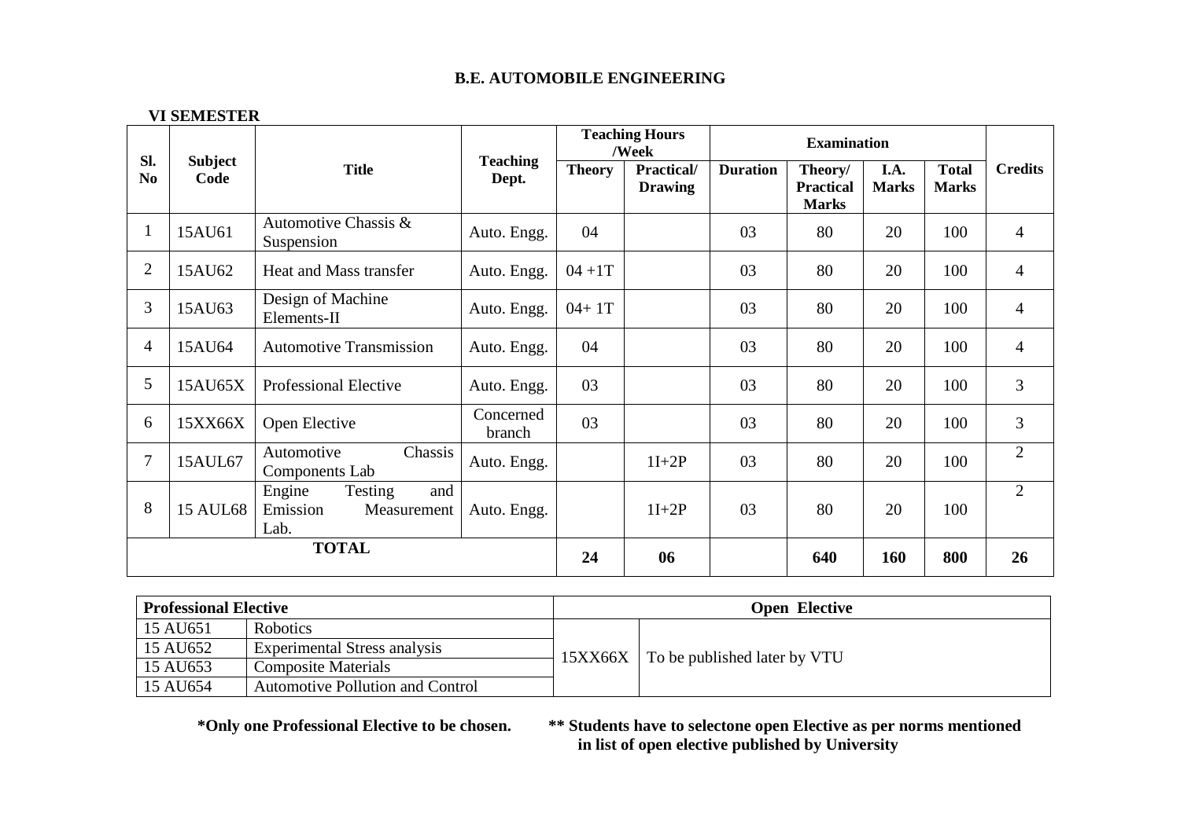**B.E. AUTOMOBILE ENGINEERING**

**VI SEMESTER**

| Sl. No | Subject Code | Title | Teaching Dept. | Teaching Hours /Week | | Examination | | | | Credits |
|---|---|---|---|---|---|---|---|---|---|---|
| | | | | Theory | Practical/ Drawing | Duration | Theory/ Practical Marks | I.A. Marks | Total Marks | |
| 1 | 15AU61 | Automotive Chassis & Suspension | Auto. Engg. | 04 | | 03 | 80 | 20 | 100 | 4 |
| 2 | 15AU62 | Heat and Mass transfer | Auto. Engg. | 04 +1T | | 03 | 80 | 20 | 100 | 4 |
| 3 | 15AU63 | Design of Machine Elements-II | Auto. Engg. | 04+ 1T | | 03 | 80 | 20 | 100 | 4 |
| 4 | 15AU64 | Automotive Transmission | Auto. Engg. | 04 | | 03 | 80 | 20 | 100 | 4 |
| 5 | 15AU65X | Professional Elective | Auto. Engg. | 03 | | 03 | 80 | 20 | 100 | 3 |
| 6 | 15XX66X | Open Elective | Concerned branch | 03 | | 03 | 80 | 20 | 100 | 3 |
| 7 | 15AUL67 | Automotive Chassis Components Lab | Auto. Engg. | | 1I+2P | 03 | 80 | 20 | 100 | 2 |
| 8 | 15 AUL68 | Engine Testing and Emission Measurement Lab. | Auto. Engg. | | 1I+2P | 03 | 80 | 20 | 100 | 2 |
| **TOTAL** | | | | **24** | **06** | | **640** | **160** | **800** | **26** |

| **Professional Elective** | | **Open Elective** | |
|---|---|---|---|
| 15 AU651 | Robotics | 15XX66X | To be published later by VTU |
| 15 AU652 | Experimental Stress analysis | | |
| 15 AU653 | Composite Materials | | |
| 15 AU654 | Automotive Pollution and Control | | |

**\*Only one Professional Elective to be chosen.**

**\*\* Students have to selectone open Elective as per norms mentioned in list of open elective published by University**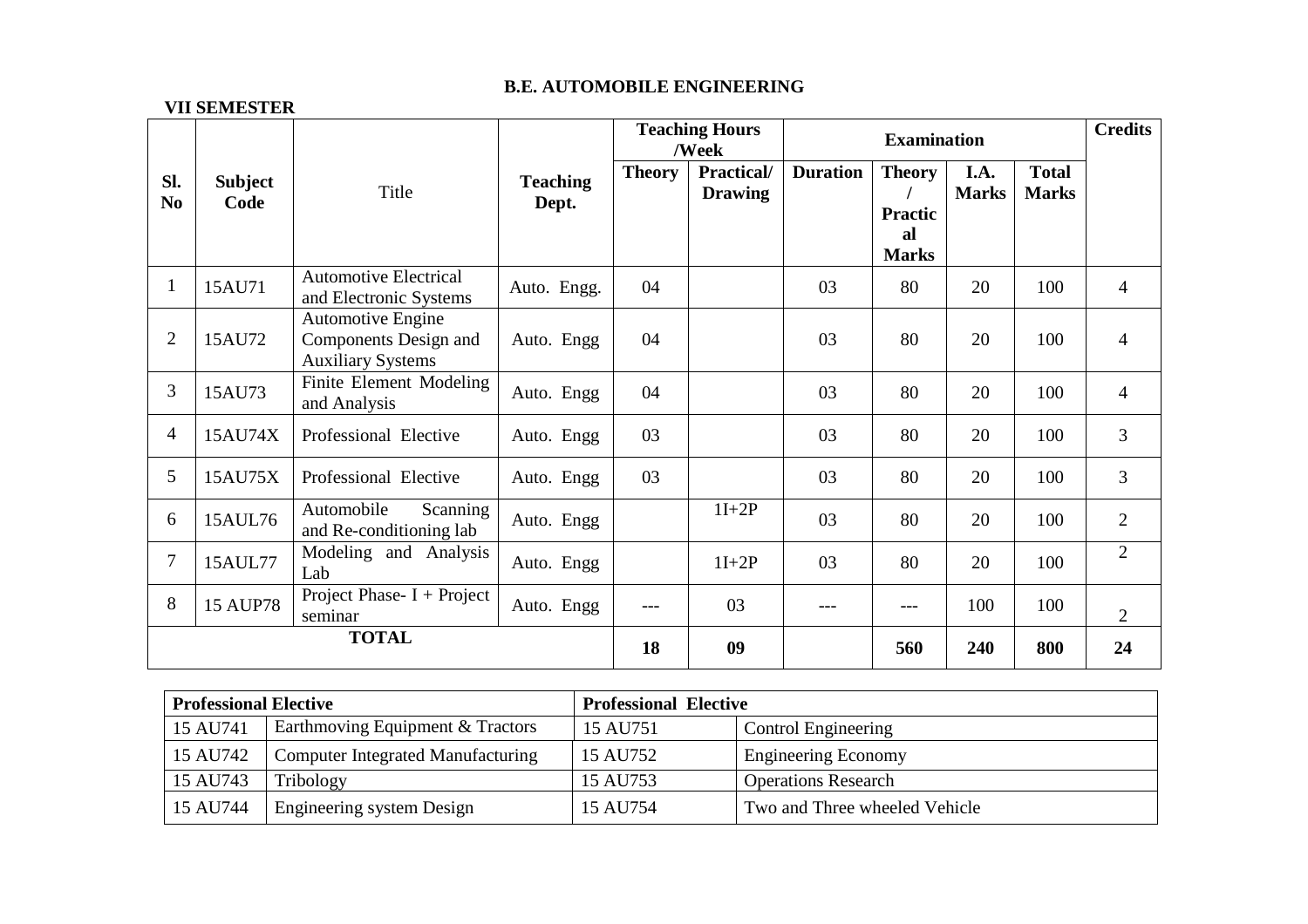**B.E. AUTOMOBILE ENGINEERING**

**VII SEMESTER**

| Sl. No | Subject Code | Title | Teaching Dept. | Teaching Hours /Week | | Examination | | | | Credits |
|---|---|---|---|---|---|---|---|---|---|---|
| | | | | Theory | Practical/ Drawing | Duration | Theory / Practical Marks | I.A. Marks | Total Marks | |
| 1 | 15AU71 | Automotive Electrical and Electronic Systems | Auto. Engg. | 04 | | 03 | 80 | 20 | 100 | 4 |
| 2 | 15AU72 | Automotive Engine Components Design and Auxiliary Systems | Auto. Engg | 04 | | 03 | 80 | 20 | 100 | 4 |
| 3 | 15AU73 | Finite Element Modeling and Analysis | Auto. Engg | 04 | | 03 | 80 | 20 | 100 | 4 |
| 4 | 15AU74X | Professional Elective | Auto. Engg | 03 | | 03 | 80 | 20 | 100 | 3 |
| 5 | 15AU75X | Professional Elective | Auto. Engg | 03 | | 03 | 80 | 20 | 100 | 3 |
| 6 | 15AUL76 | Automobile Scanning and Re-conditioning lab | Auto. Engg | | 1I+2P | 03 | 80 | 20 | 100 | 2 |
| 7 | 15AUL77 | Modeling and Analysis Lab | Auto. Engg | | 1I+2P | 03 | 80 | 20 | 100 | 2 |
| 8 | 15 AUP78 | Project Phase- I + Project seminar | Auto. Engg | --- | 03 | --- | --- | 100 | 100 | 2 |
| **TOTAL** | | | | **18** | **09** | | **560** | **240** | **800** | **24** |

| **Professional Elective** | | **Professional Elective** | |
|---|---|---|---|
| 15 AU741 | Earthmoving Equipment & Tractors | 15 AU751 | Control Engineering |
| 15 AU742 | Computer Integrated Manufacturing | 15 AU752 | Engineering Economy |
| 15 AU743 | Tribology | 15 AU753 | Operations Research |
| 15 AU744 | Engineering system Design | 15 AU754 | Two and Three wheeled Vehicle |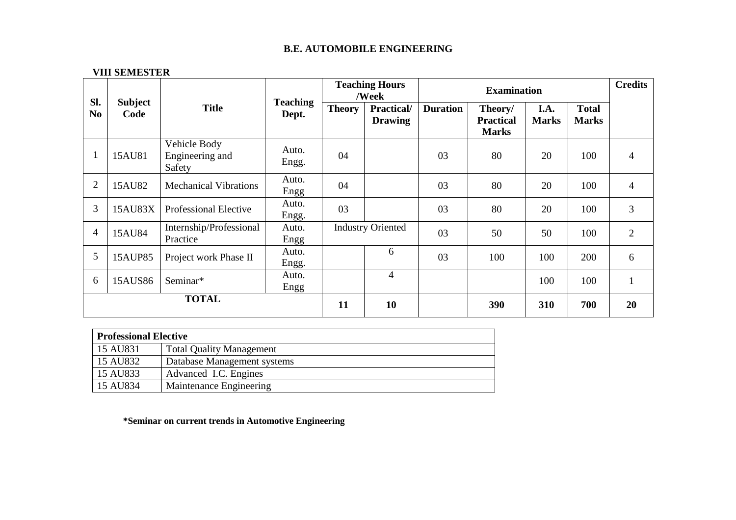# B.E. AUTOMOBILE ENGINEERING

**VIII SEMESTER**

| Sl. No | Subject Code | Title | Teaching Dept. | Teaching Hours /Week | | Examination | | | | Credits |
|---|---|---|---|---|---|---|---|---|---|---|
| | | | | Theory | Practical/ Drawing | Duration | Theory/ Practical Marks | I.A. Marks | Total Marks | |
| 1 | 15AU81 | Vehicle Body Engineering and Safety | Auto. Engg. | 04 | | 03 | 80 | 20 | 100 | 4 |
| 2 | 15AU82 | Mechanical Vibrations | Auto. Engg | 04 | | 03 | 80 | 20 | 100 | 4 |
| 3 | 15AU83X | Professional Elective | Auto. Engg. | 03 | | 03 | 80 | 20 | 100 | 3 |
| 4 | 15AU84 | Internship/Professional Practice | Auto. Engg | Industry Oriented | | 03 | 50 | 50 | 100 | 2 |
| 5 | 15AUP85 | Project work Phase II | Auto. Engg. | | 6 | 03 | 100 | 100 | 200 | 6 |
| 6 | 15AUS86 | Seminar* | Auto. Engg | | 4 | | | 100 | 100 | 1 |
| **TOTAL** | | | | **11** | **10** | | **390** | **310** | **700** | **20** |

| **Professional Elective** | |
|---|---|
| 15 AU831 | Total Quality Management |
| 15 AU832 | Database Management systems |
| 15 AU833 | Advanced I.C. Engines |
| 15 AU834 | Maintenance Engineering |

**\*Seminar on current trends in Automotive Engineering**